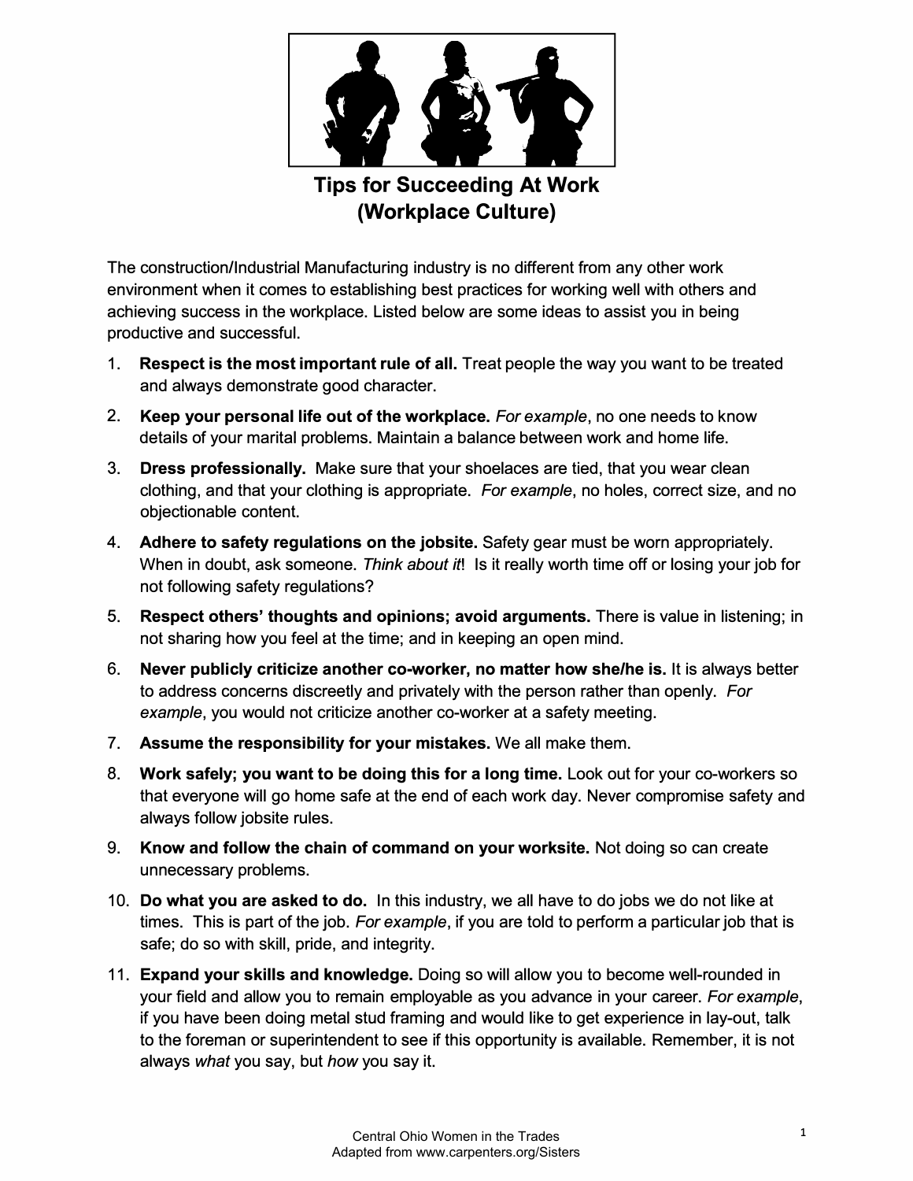# Tips for Succeeding At Work (Workplace Culture)

The construction/Industrial Manufacturing industry is no different from any other work environment when it comes to establishing best practices for working well with others and achieving success in the workplace. Listed below are some ideas to assist you in being productive and successful.

1. **Respect is the most important rule of all.** Treat people the way you want to be treated and always demonstrate good character.
2. **Keep your personal life out of the workplace.** *For example*, no one needs to know details of your marital problems. Maintain a balance between work and home life.
3. **Dress professionally.** Make sure that your shoelaces are tied, that you wear clean clothing, and that your clothing is appropriate. *For example*, no holes, correct size, and no objectionable content.
4. **Adhere to safety regulations on the jobsite.** Safety gear must be worn appropriately. When in doubt, ask someone. *Think about it*! Is it really worth time off or losing your job for not following safety regulations?
5. **Respect others' thoughts and opinions; avoid arguments.** There is value in listening; in not sharing how you feel at the time; and in keeping an open mind.
6. **Never publicly criticize another co-worker, no matter how she/he is.** It is always better to address concerns discreetly and privately with the person rather than openly. *For example*, you would not criticize another co-worker at a safety meeting.
7. **Assume the responsibility for your mistakes.** We all make them.
8. **Work safely; you want to be doing this for a long time.** Look out for your co-workers so that everyone will go home safe at the end of each work day. Never compromise safety and always follow jobsite rules.
9. **Know and follow the chain of command on your worksite.** Not doing so can create unnecessary problems.
10. **Do what you are asked to do.** In this industry, we all have to do jobs we do not like at times. This is part of the job. *For example*, if you are told to perform a particular job that is safe; do so with skill, pride, and integrity.
11. **Expand your skills and knowledge.** Doing so will allow you to become well-rounded in your field and allow you to remain employable as you advance in your career. *For example*, if you have been doing metal stud framing and would like to get experience in lay-out, talk to the foreman or superintendent to see if this opportunity is available. Remember, it is not always *what* you say, but *how* you say it.

Central Ohio Women in the Trades
Adapted from www.carpenters.org/Sisters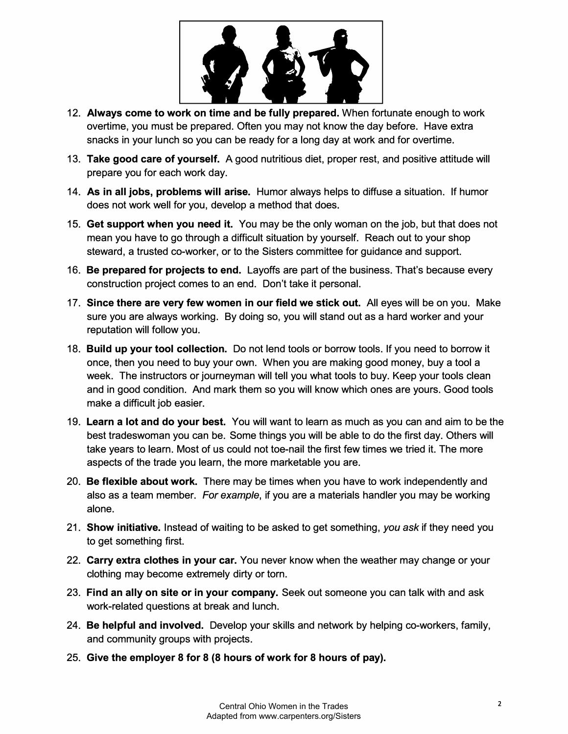12. **Always come to work on time and be fully prepared.** When fortunate enough to work overtime, you must be prepared. Often you may not know the day before. Have extra snacks in your lunch so you can be ready for a long day at work and for overtime.

13. **Take good care of yourself.** A good nutritious diet, proper rest, and positive attitude will prepare you for each work day.

14. **As in all jobs, problems will arise.** Humor always helps to diffuse a situation. If humor does not work well for you, develop a method that does.

15. **Get support when you need it.** You may be the only woman on the job, but that does not mean you have to go through a difficult situation by yourself. Reach out to your shop steward, a trusted co-worker, or to the Sisters committee for guidance and support.

16. **Be prepared for projects to end.** Layoffs are part of the business. That's because every construction project comes to an end. Don't take it personal.

17. **Since there are very few women in our field we stick out.** All eyes will be on you. Make sure you are always working. By doing so, you will stand out as a hard worker and your reputation will follow you.

18. **Build up your tool collection.** Do not lend tools or borrow tools. If you need to borrow it once, then you need to buy your own. When you are making good money, buy a tool a week. The instructors or journeyman will tell you what tools to buy. Keep your tools clean and in good condition. And mark them so you will know which ones are yours. Good tools make a difficult job easier.

19. **Learn a lot and do your best.** You will want to learn as much as you can and aim to be the best tradeswoman you can be. Some things you will be able to do the first day. Others will take years to learn. Most of us could not toe-nail the first few times we tried it. The more aspects of the trade you learn, the more marketable you are.

20. **Be flexible about work.** There may be times when you have to work independently and also as a team member. *For example*, if you are a materials handler you may be working alone.

21. **Show initiative.** Instead of waiting to be asked to get something, *you ask* if they need you to get something first.

22. **Carry extra clothes in your car.** You never know when the weather may change or your clothing may become extremely dirty or torn.

23. **Find an ally on site or in your company.** Seek out someone you can talk with and ask work-related questions at break and lunch.

24. **Be helpful and involved.** Develop your skills and network by helping co-workers, family, and community groups with projects.

25. **Give the employer 8 for 8 (8 hours of work for 8 hours of pay).**

Central Ohio Women in the Trades
Adapted from www.carpenters.org/Sisters